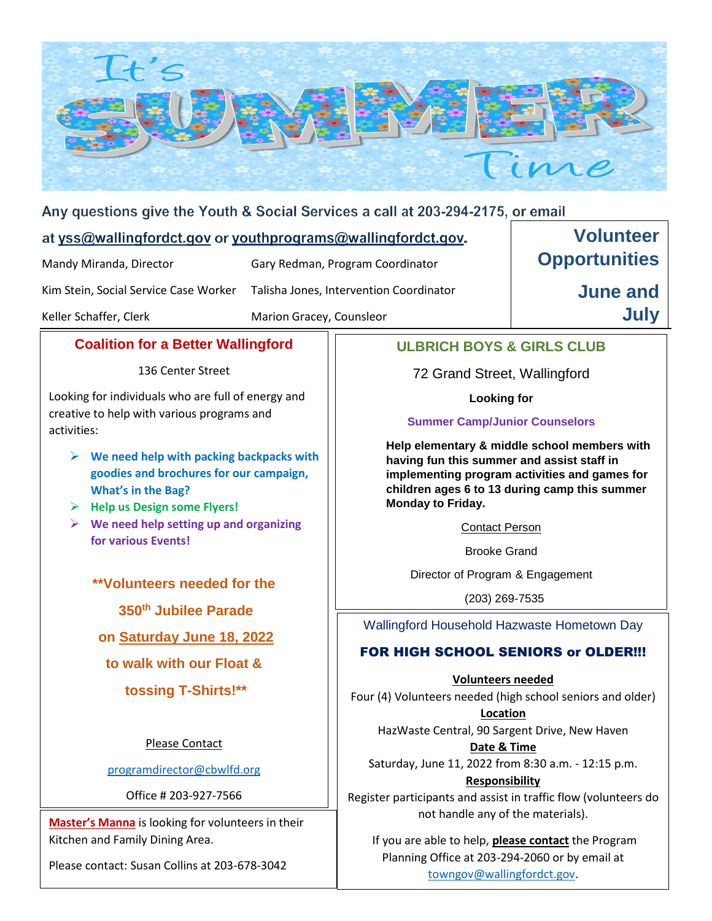# It's SUMMER Time

Any questions give the Youth & Social Services a call at 203-294-2175, or email at yss@wallingfordct.gov or youthprograms@wallingfordct.gov.

| | |
|---|---|
| Mandy Miranda, Director | Gary Redman, Program Coordinator |
| Kim Stein, Social Service Case Worker | Talisha Jones, Intervention Coordinator |
| Keller Schaffer, Clerk | Marion Gracey, Counsleor |

## Volunteer Opportunities June and July

## Coalition for a Better Wallingford

136 Center Street

Looking for individuals who are full of energy and creative to help with various programs and activities:

- **We need help with packing backpacks with goodies and brochures for our campaign, What's in the Bag?**
- **Help us Design some Flyers!**
- **We need help setting up and organizing for various Events!**

**\*\*Volunteers needed for the 350th Jubilee Parade on Saturday June 18, 2022 to walk with our Float & tossing T-Shirts!\*\***

Please Contact

programdirector@cbwlfd.org

Office # 203-927-7566

**Master's Manna** is looking for volunteers in their Kitchen and Family Dining Area.

Please contact: Susan Collins at 203-678-3042

## ULBRICH BOYS & GIRLS CLUB

72 Grand Street, Wallingford

**Looking for**

**Summer Camp/Junior Counselors**

**Help elementary & middle school members with having fun this summer and assist staff in implementing program activities and games for children ages 6 to 13 during camp this summer Monday to Friday.**

Contact Person

Brooke Grand

Director of Program & Engagement

(203) 269-7535

## Wallingford Household Hazwaste Hometown Day

**FOR HIGH SCHOOL SENIORS or OLDER!!!**

**Volunteers needed**

Four (4) Volunteers needed (high school seniors and older)

**Location**

HazWaste Central, 90 Sargent Drive, New Haven

**Date & Time**

Saturday, June 11, 2022 from 8:30 a.m. - 12:15 p.m.

**Responsibility**

Register participants and assist in traffic flow (volunteers do not handle any of the materials).

If you are able to help, **please contact** the Program Planning Office at 203-294-2060 or by email at towngov@wallingfordct.gov.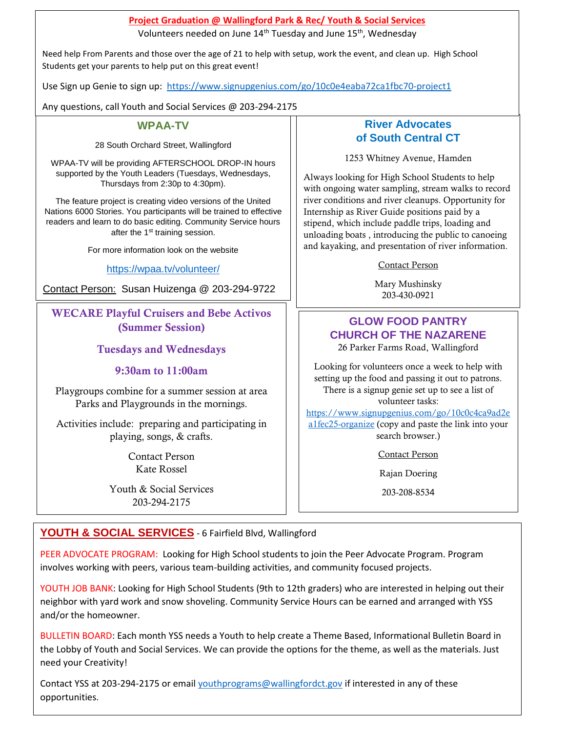## Project Graduation @ Wallingford Park & Rec/ Youth & Social Services

Volunteers needed on June 14th Tuesday and June 15th, Wednesday

Need help From Parents and those over the age of 21 to help with setup, work the event, and clean up. High School Students get your parents to help put on this great event!

Use Sign up Genie to sign up: https://www.signupgenius.com/go/10c0e4eaba72ca1fbc70-project1

Any questions, call Youth and Social Services @ 203-294-2175

## WPAA-TV

28 South Orchard Street, Wallingford

WPAA-TV will be providing AFTERSCHOOL DROP-IN hours supported by the Youth Leaders (Tuesdays, Wednesdays, Thursdays from 2:30p to 4:30pm).

The feature project is creating video versions of the United Nations 6000 Stories. You participants will be trained to effective readers and learn to do basic editing. Community Service hours after the 1st training session.

For more information look on the website

https://wpaa.tv/volunteer/

Contact Person: Susan Huizenga @ 203-294-9722

## River Advocates of South Central CT

1253 Whitney Avenue, Hamden

Always looking for High School Students to help with ongoing water sampling, stream walks to record river conditions and river cleanups. Opportunity for Internship as River Guide positions paid by a stipend, which include paddle trips, loading and unloading boats , introducing the public to canoeing and kayaking, and presentation of river information.

Contact Person

Mary Mushinsky
203-430-0921

## WECARE Playful Cruisers and Bebe Activos (Summer Session)

**Tuesdays and Wednesdays**

**9:30am to 11:00am**

Playgroups combine for a summer session at area Parks and Playgrounds in the mornings.

Activities include: preparing and participating in playing, songs, & crafts.

Contact Person
Kate Rossel

Youth & Social Services
203-294-2175

## GLOW FOOD PANTRY CHURCH OF THE NAZARENE

26 Parker Farms Road, Wallingford

Looking for volunteers once a week to help with setting up the food and passing it out to patrons. There is a signup genie set up to see a list of volunteer tasks: https://www.signupgenius.com/go/10c0c4ca9ad2ea1fec25-organize (copy and paste the link into your search browser.)

Contact Person

Rajan Doering

203-208-8534

## YOUTH & SOCIAL SERVICES - 6 Fairfield Blvd, Wallingford

PEER ADVOCATE PROGRAM: Looking for High School students to join the Peer Advocate Program. Program involves working with peers, various team-building activities, and community focused projects.

YOUTH JOB BANK: Looking for High School Students (9th to 12th graders) who are interested in helping out their neighbor with yard work and snow shoveling. Community Service Hours can be earned and arranged with YSS and/or the homeowner.

BULLETIN BOARD: Each month YSS needs a Youth to help create a Theme Based, Informational Bulletin Board in the Lobby of Youth and Social Services. We can provide the options for the theme, as well as the materials. Just need your Creativity!

Contact YSS at 203-294-2175 or email youthprograms@wallingfordct.gov if interested in any of these opportunities.